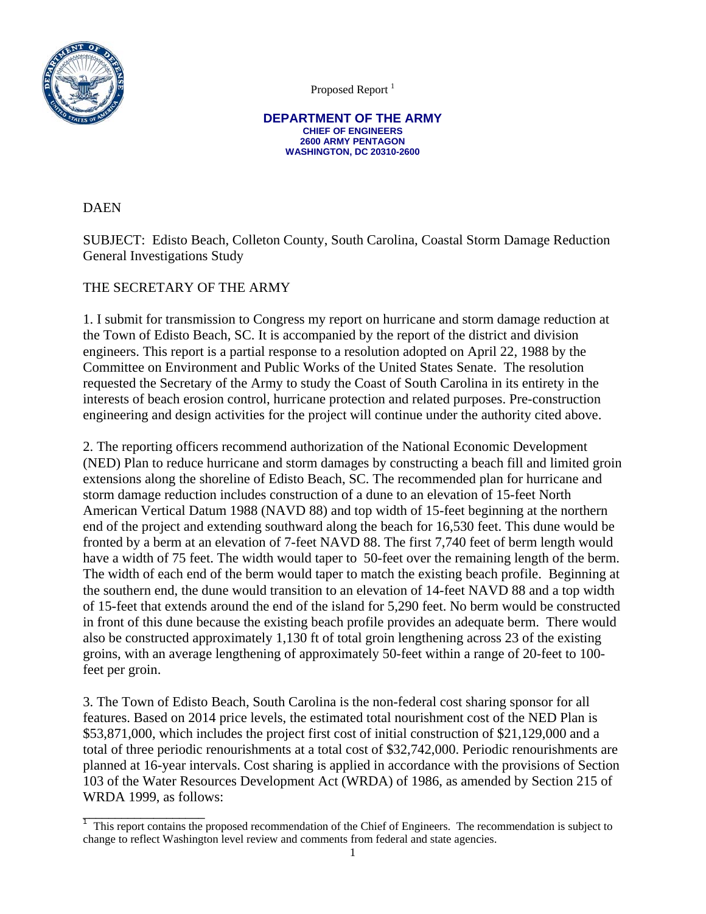Proposed Report [1]

**DEPARTMENT OF THE ARMY**
**CHIEF OF ENGINEERS**
**2600 ARMY PENTAGON**
**WASHINGTON, DC 20310-2600**

DAEN

SUBJECT: Edisto Beach, Colleton County, South Carolina, Coastal Storm Damage Reduction General Investigations Study

THE SECRETARY OF THE ARMY

1. I submit for transmission to Congress my report on hurricane and storm damage reduction at the Town of Edisto Beach, SC. It is accompanied by the report of the district and division engineers. This report is a partial response to a resolution adopted on April 22, 1988 by the Committee on Environment and Public Works of the United States Senate. The resolution requested the Secretary of the Army to study the Coast of South Carolina in its entirety in the interests of beach erosion control, hurricane protection and related purposes. Pre-construction engineering and design activities for the project will continue under the authority cited above.

2. The reporting officers recommend authorization of the National Economic Development (NED) Plan to reduce hurricane and storm damages by constructing a beach fill and limited groin extensions along the shoreline of Edisto Beach, SC. The recommended plan for hurricane and storm damage reduction includes construction of a dune to an elevation of 15-feet North American Vertical Datum 1988 (NAVD 88) and top width of 15-feet beginning at the northern end of the project and extending southward along the beach for 16,530 feet. This dune would be fronted by a berm at an elevation of 7-feet NAVD 88. The first 7,740 feet of berm length would have a width of 75 feet. The width would taper to 50-feet over the remaining length of the berm. The width of each end of the berm would taper to match the existing beach profile. Beginning at the southern end, the dune would transition to an elevation of 14-feet NAVD 88 and a top width of 15-feet that extends around the end of the island for 5,290 feet. No berm would be constructed in front of this dune because the existing beach profile provides an adequate berm. There would also be constructed approximately 1,130 ft of total groin lengthening across 23 of the existing groins, with an average lengthening of approximately 50-feet within a range of 20-feet to 100-feet per groin.

3. The Town of Edisto Beach, South Carolina is the non-federal cost sharing sponsor for all features. Based on 2014 price levels, the estimated total nourishment cost of the NED Plan is $53,871,000, which includes the project first cost of initial construction of $21,129,000 and a total of three periodic renourishments at a total cost of $32,742,000. Periodic renourishments are planned at 16-year intervals. Cost sharing is applied in accordance with the provisions of Section 103 of the Water Resources Development Act (WRDA) of 1986, as amended by Section 215 of WRDA 1999, as follows:

---

[1] This report contains the proposed recommendation of the Chief of Engineers. The recommendation is subject to change to reflect Washington level review and comments from federal and state agencies.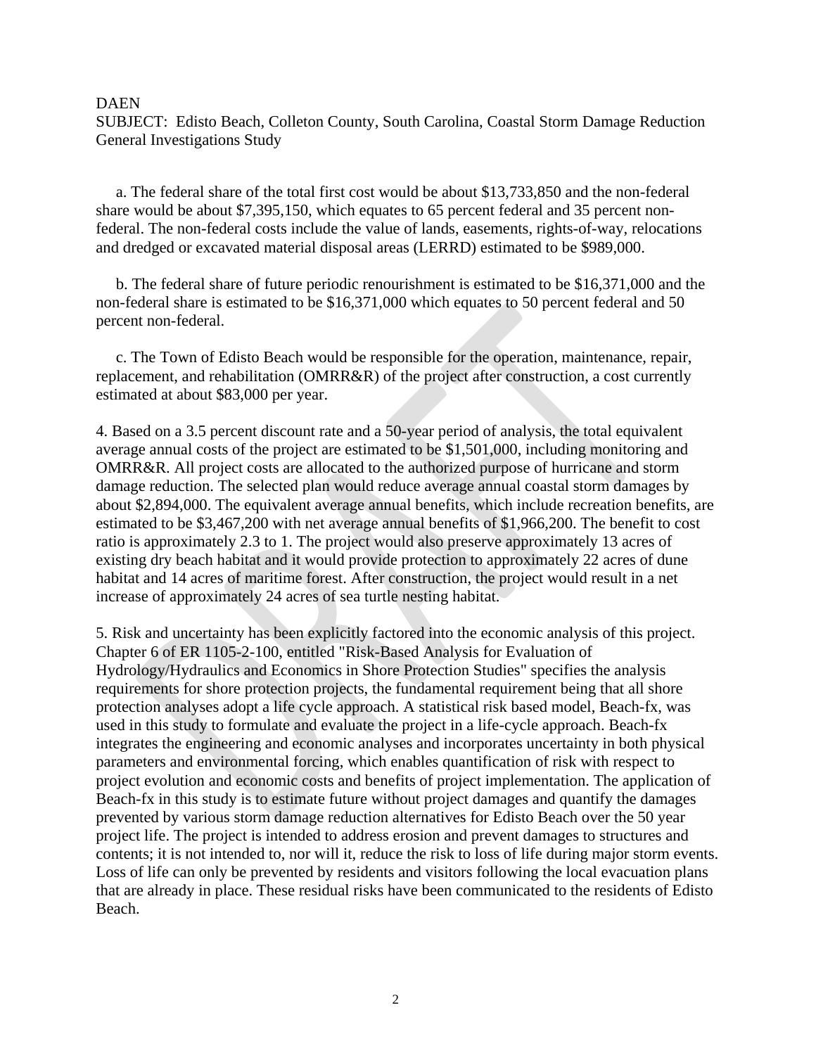DAEN
SUBJECT: Edisto Beach, Colleton County, South Carolina, Coastal Storm Damage Reduction General Investigations Study

a. The federal share of the total first cost would be about $13,733,850 and the non-federal share would be about $7,395,150, which equates to 65 percent federal and 35 percent non-federal. The non-federal costs include the value of lands, easements, rights-of-way, relocations and dredged or excavated material disposal areas (LERRD) estimated to be $989,000.

b. The federal share of future periodic renourishment is estimated to be $16,371,000 and the non-federal share is estimated to be $16,371,000 which equates to 50 percent federal and 50 percent non-federal.

c. The Town of Edisto Beach would be responsible for the operation, maintenance, repair, replacement, and rehabilitation (OMRR&R) of the project after construction, a cost currently estimated at about $83,000 per year.

4. Based on a 3.5 percent discount rate and a 50-year period of analysis, the total equivalent average annual costs of the project are estimated to be $1,501,000, including monitoring and OMRR&R. All project costs are allocated to the authorized purpose of hurricane and storm damage reduction. The selected plan would reduce average annual coastal storm damages by about $2,894,000. The equivalent average annual benefits, which include recreation benefits, are estimated to be $3,467,200 with net average annual benefits of $1,966,200. The benefit to cost ratio is approximately 2.3 to 1. The project would also preserve approximately 13 acres of existing dry beach habitat and it would provide protection to approximately 22 acres of dune habitat and 14 acres of maritime forest. After construction, the project would result in a net increase of approximately 24 acres of sea turtle nesting habitat.

5. Risk and uncertainty has been explicitly factored into the economic analysis of this project. Chapter 6 of ER 1105-2-100, entitled "Risk-Based Analysis for Evaluation of Hydrology/Hydraulics and Economics in Shore Protection Studies" specifies the analysis requirements for shore protection projects, the fundamental requirement being that all shore protection analyses adopt a life cycle approach. A statistical risk based model, Beach-fx, was used in this study to formulate and evaluate the project in a life-cycle approach. Beach-fx integrates the engineering and economic analyses and incorporates uncertainty in both physical parameters and environmental forcing, which enables quantification of risk with respect to project evolution and economic costs and benefits of project implementation. The application of Beach-fx in this study is to estimate future without project damages and quantify the damages prevented by various storm damage reduction alternatives for Edisto Beach over the 50 year project life. The project is intended to address erosion and prevent damages to structures and contents; it is not intended to, nor will it, reduce the risk to loss of life during major storm events. Loss of life can only be prevented by residents and visitors following the local evacuation plans that are already in place. These residual risks have been communicated to the residents of Edisto Beach.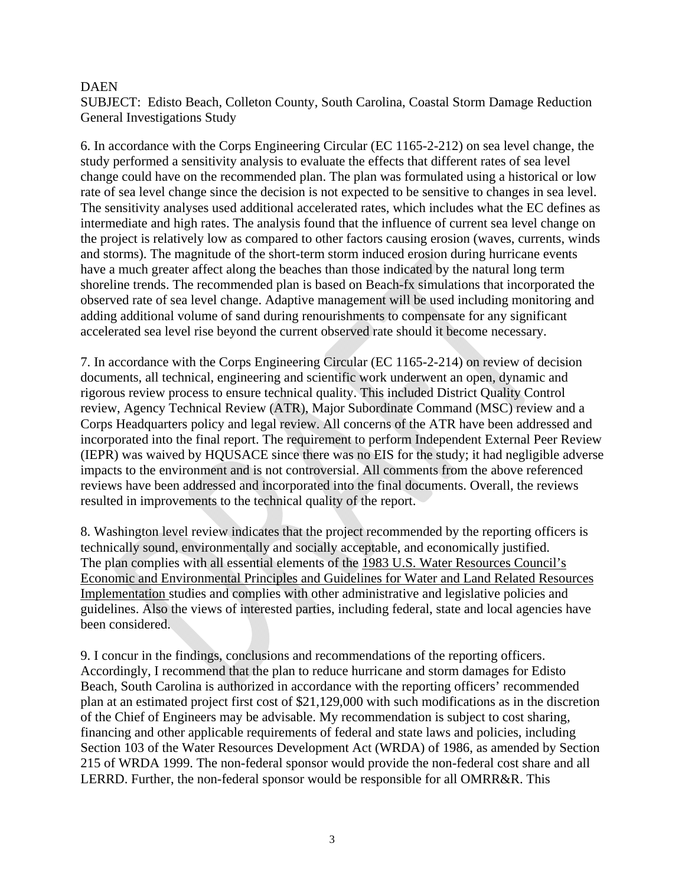DAEN
SUBJECT: Edisto Beach, Colleton County, South Carolina, Coastal Storm Damage Reduction General Investigations Study

6. In accordance with the Corps Engineering Circular (EC 1165-2-212) on sea level change, the study performed a sensitivity analysis to evaluate the effects that different rates of sea level change could have on the recommended plan. The plan was formulated using a historical or low rate of sea level change since the decision is not expected to be sensitive to changes in sea level. The sensitivity analyses used additional accelerated rates, which includes what the EC defines as intermediate and high rates. The analysis found that the influence of current sea level change on the project is relatively low as compared to other factors causing erosion (waves, currents, winds and storms). The magnitude of the short-term storm induced erosion during hurricane events have a much greater affect along the beaches than those indicated by the natural long term shoreline trends. The recommended plan is based on Beach-fx simulations that incorporated the observed rate of sea level change. Adaptive management will be used including monitoring and adding additional volume of sand during renourishments to compensate for any significant accelerated sea level rise beyond the current observed rate should it become necessary.

7. In accordance with the Corps Engineering Circular (EC 1165-2-214) on review of decision documents, all technical, engineering and scientific work underwent an open, dynamic and rigorous review process to ensure technical quality. This included District Quality Control review, Agency Technical Review (ATR), Major Subordinate Command (MSC) review and a Corps Headquarters policy and legal review. All concerns of the ATR have been addressed and incorporated into the final report. The requirement to perform Independent External Peer Review (IEPR) was waived by HQUSACE since there was no EIS for the study; it had negligible adverse impacts to the environment and is not controversial. All comments from the above referenced reviews have been addressed and incorporated into the final documents. Overall, the reviews resulted in improvements to the technical quality of the report.

8. Washington level review indicates that the project recommended by the reporting officers is technically sound, environmentally and socially acceptable, and economically justified. The plan complies with all essential elements of the 1983 U.S. Water Resources Council's Economic and Environmental Principles and Guidelines for Water and Land Related Resources Implementation studies and complies with other administrative and legislative policies and guidelines. Also the views of interested parties, including federal, state and local agencies have been considered.

9. I concur in the findings, conclusions and recommendations of the reporting officers. Accordingly, I recommend that the plan to reduce hurricane and storm damages for Edisto Beach, South Carolina is authorized in accordance with the reporting officers' recommended plan at an estimated project first cost of $21,129,000 with such modifications as in the discretion of the Chief of Engineers may be advisable. My recommendation is subject to cost sharing, financing and other applicable requirements of federal and state laws and policies, including Section 103 of the Water Resources Development Act (WRDA) of 1986, as amended by Section 215 of WRDA 1999. The non-federal sponsor would provide the non-federal cost share and all LERRD. Further, the non-federal sponsor would be responsible for all OMRR&R. This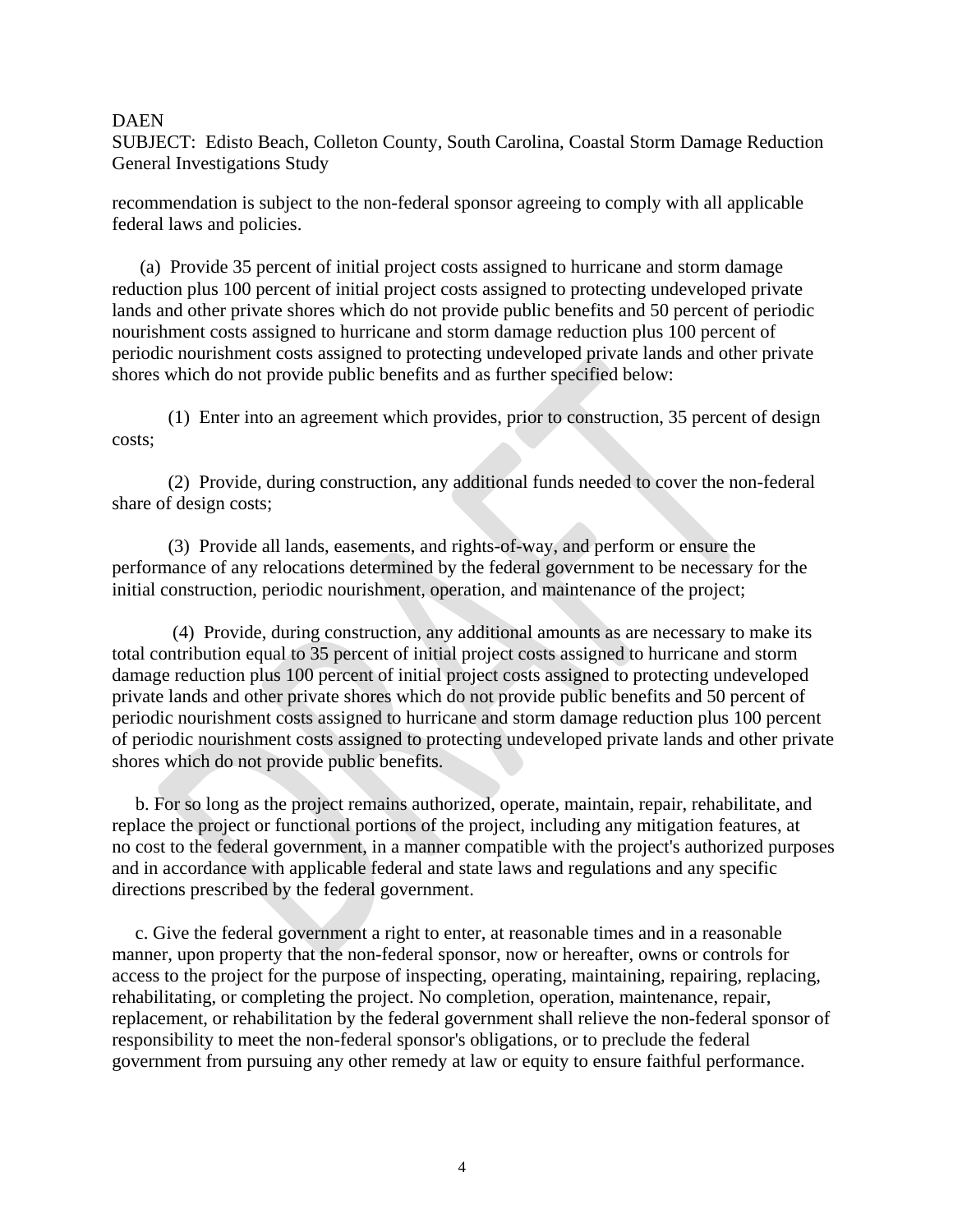recommendation is subject to the non-federal sponsor agreeing to comply with all applicable federal laws and policies.

(a) Provide 35 percent of initial project costs assigned to hurricane and storm damage reduction plus 100 percent of initial project costs assigned to protecting undeveloped private lands and other private shores which do not provide public benefits and 50 percent of periodic nourishment costs assigned to hurricane and storm damage reduction plus 100 percent of periodic nourishment costs assigned to protecting undeveloped private lands and other private shores which do not provide public benefits and as further specified below:

(1) Enter into an agreement which provides, prior to construction, 35 percent of design costs;

(2) Provide, during construction, any additional funds needed to cover the non-federal share of design costs;

(3) Provide all lands, easements, and rights-of-way, and perform or ensure the performance of any relocations determined by the federal government to be necessary for the initial construction, periodic nourishment, operation, and maintenance of the project;

(4) Provide, during construction, any additional amounts as are necessary to make its total contribution equal to 35 percent of initial project costs assigned to hurricane and storm damage reduction plus 100 percent of initial project costs assigned to protecting undeveloped private lands and other private shores which do not provide public benefits and 50 percent of periodic nourishment costs assigned to hurricane and storm damage reduction plus 100 percent of periodic nourishment costs assigned to protecting undeveloped private lands and other private shores which do not provide public benefits.

b. For so long as the project remains authorized, operate, maintain, repair, rehabilitate, and replace the project or functional portions of the project, including any mitigation features, at no cost to the federal government, in a manner compatible with the project's authorized purposes and in accordance with applicable federal and state laws and regulations and any specific directions prescribed by the federal government.

c. Give the federal government a right to enter, at reasonable times and in a reasonable manner, upon property that the non-federal sponsor, now or hereafter, owns or controls for access to the project for the purpose of inspecting, operating, maintaining, repairing, replacing, rehabilitating, or completing the project. No completion, operation, maintenance, repair, replacement, or rehabilitation by the federal government shall relieve the non-federal sponsor of responsibility to meet the non-federal sponsor's obligations, or to preclude the federal government from pursuing any other remedy at law or equity to ensure faithful performance.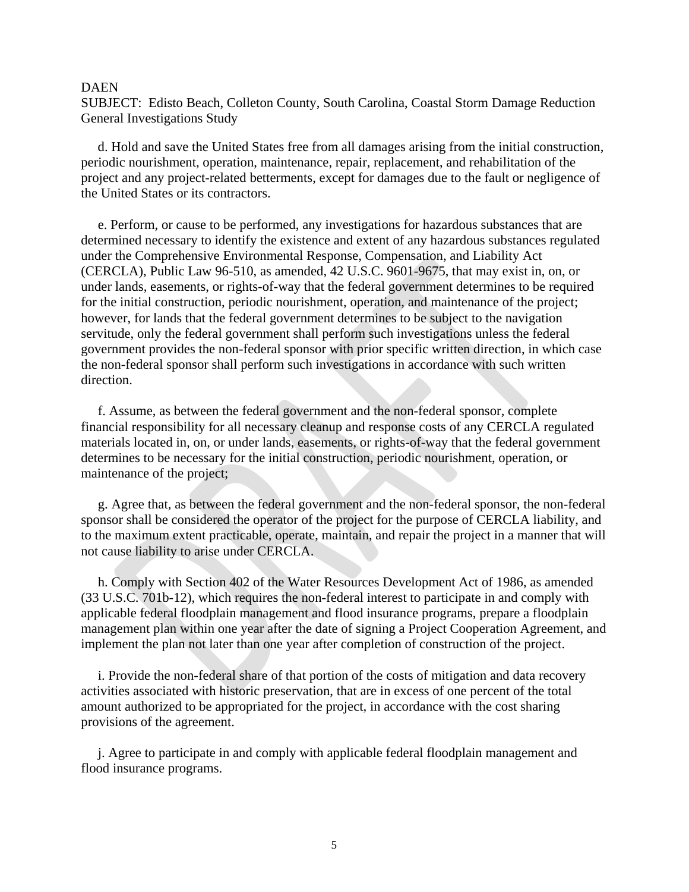DAEN
SUBJECT: Edisto Beach, Colleton County, South Carolina, Coastal Storm Damage Reduction General Investigations Study

d. Hold and save the United States free from all damages arising from the initial construction, periodic nourishment, operation, maintenance, repair, replacement, and rehabilitation of the project and any project-related betterments, except for damages due to the fault or negligence of the United States or its contractors.

e. Perform, or cause to be performed, any investigations for hazardous substances that are determined necessary to identify the existence and extent of any hazardous substances regulated under the Comprehensive Environmental Response, Compensation, and Liability Act (CERCLA), Public Law 96-510, as amended, 42 U.S.C. 9601-9675, that may exist in, on, or under lands, easements, or rights-of-way that the federal government determines to be required for the initial construction, periodic nourishment, operation, and maintenance of the project; however, for lands that the federal government determines to be subject to the navigation servitude, only the federal government shall perform such investigations unless the federal government provides the non-federal sponsor with prior specific written direction, in which case the non-federal sponsor shall perform such investigations in accordance with such written direction.

f. Assume, as between the federal government and the non-federal sponsor, complete financial responsibility for all necessary cleanup and response costs of any CERCLA regulated materials located in, on, or under lands, easements, or rights-of-way that the federal government determines to be necessary for the initial construction, periodic nourishment, operation, or maintenance of the project;

g. Agree that, as between the federal government and the non-federal sponsor, the non-federal sponsor shall be considered the operator of the project for the purpose of CERCLA liability, and to the maximum extent practicable, operate, maintain, and repair the project in a manner that will not cause liability to arise under CERCLA.

h. Comply with Section 402 of the Water Resources Development Act of 1986, as amended (33 U.S.C. 701b-12), which requires the non-federal interest to participate in and comply with applicable federal floodplain management and flood insurance programs, prepare a floodplain management plan within one year after the date of signing a Project Cooperation Agreement, and implement the plan not later than one year after completion of construction of the project.

i. Provide the non-federal share of that portion of the costs of mitigation and data recovery activities associated with historic preservation, that are in excess of one percent of the total amount authorized to be appropriated for the project, in accordance with the cost sharing provisions of the agreement.

j. Agree to participate in and comply with applicable federal floodplain management and flood insurance programs.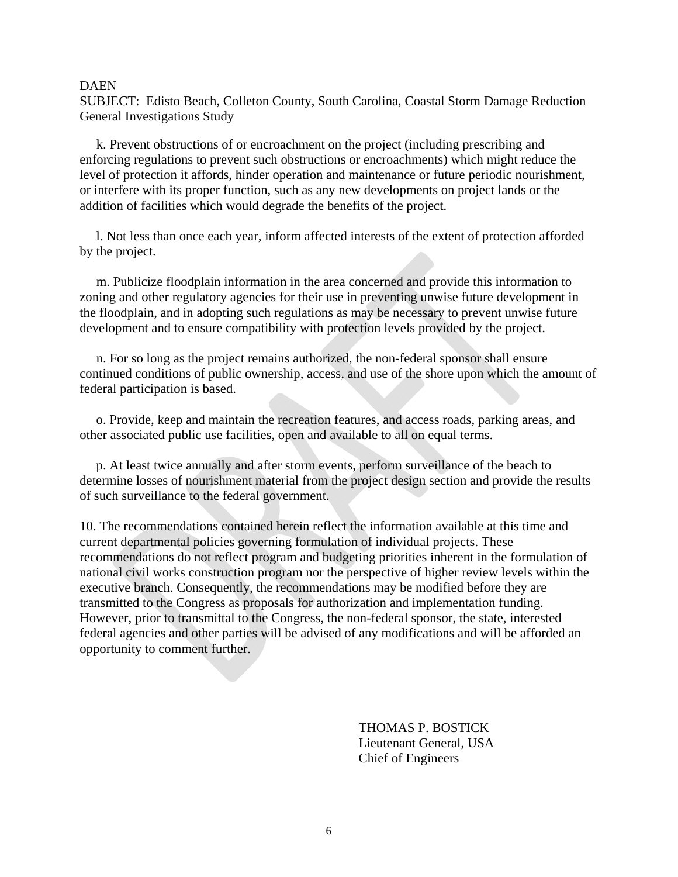DAEN
SUBJECT: Edisto Beach, Colleton County, South Carolina, Coastal Storm Damage Reduction General Investigations Study

k. Prevent obstructions of or encroachment on the project (including prescribing and enforcing regulations to prevent such obstructions or encroachments) which might reduce the level of protection it affords, hinder operation and maintenance or future periodic nourishment, or interfere with its proper function, such as any new developments on project lands or the addition of facilities which would degrade the benefits of the project.

l. Not less than once each year, inform affected interests of the extent of protection afforded by the project.

m. Publicize floodplain information in the area concerned and provide this information to zoning and other regulatory agencies for their use in preventing unwise future development in the floodplain, and in adopting such regulations as may be necessary to prevent unwise future development and to ensure compatibility with protection levels provided by the project.

n. For so long as the project remains authorized, the non-federal sponsor shall ensure continued conditions of public ownership, access, and use of the shore upon which the amount of federal participation is based.

o. Provide, keep and maintain the recreation features, and access roads, parking areas, and other associated public use facilities, open and available to all on equal terms.

p. At least twice annually and after storm events, perform surveillance of the beach to determine losses of nourishment material from the project design section and provide the results of such surveillance to the federal government.

10. The recommendations contained herein reflect the information available at this time and current departmental policies governing formulation of individual projects. These recommendations do not reflect program and budgeting priorities inherent in the formulation of national civil works construction program nor the perspective of higher review levels within the executive branch. Consequently, the recommendations may be modified before they are transmitted to the Congress as proposals for authorization and implementation funding. However, prior to transmittal to the Congress, the non-federal sponsor, the state, interested federal agencies and other parties will be advised of any modifications and will be afforded an opportunity to comment further.

THOMAS P. BOSTICK
Lieutenant General, USA
Chief of Engineers